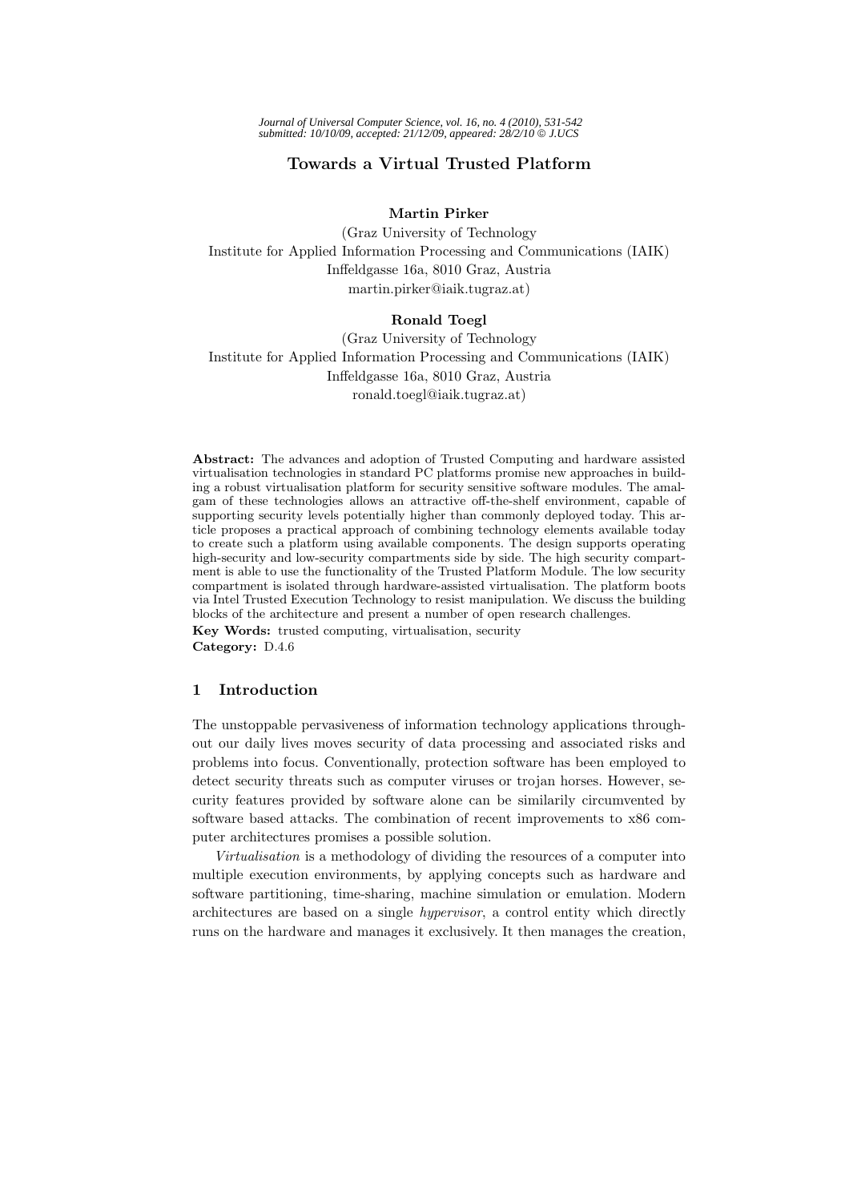# Towards a Virtual Trusted Platform

**Martin Pirker**
(Graz University of Technology
Institute for Applied Information Processing and Communications (IAIK)
Inffeldgasse 16a, 8010 Graz, Austria
martin.pirker@iaik.tugraz.at)

**Ronald Toegl**
(Graz University of Technology
Institute for Applied Information Processing and Communications (IAIK)
Inffeldgasse 16a, 8010 Graz, Austria
ronald.toegl@iaik.tugraz.at)

**Abstract:** The advances and adoption of Trusted Computing and hardware assisted virtualisation technologies in standard PC platforms promise new approaches in building a robust virtualisation platform for security sensitive software modules. The amalgam of these technologies allows an attractive off-the-shelf environment, capable of supporting security levels potentially higher than commonly deployed today. This article proposes a practical approach of combining technology elements available today to create such a platform using available components. The design supports operating high-security and low-security compartments side by side. The high security compartment is able to use the functionality of the Trusted Platform Module. The low security compartment is isolated through hardware-assisted virtualisation. The platform boots via Intel Trusted Execution Technology to resist manipulation. We discuss the building blocks of the architecture and present a number of open research challenges.

**Key Words:** trusted computing, virtualisation, security

**Category:** D.4.6

## 1 Introduction

The unstoppable pervasiveness of information technology applications throughout our daily lives moves security of data processing and associated risks and problems into focus. Conventionally, protection software has been employed to detect security threats such as computer viruses or trojan horses. However, security features provided by software alone can be similarily circumvented by software based attacks. The combination of recent improvements to x86 computer architectures promises a possible solution.

*Virtualisation* is a methodology of dividing the resources of a computer into multiple execution environments, by applying concepts such as hardware and software partitioning, time-sharing, machine simulation or emulation. Modern architectures are based on a single *hypervisor*, a control entity which directly runs on the hardware and manages it exclusively. It then manages the creation,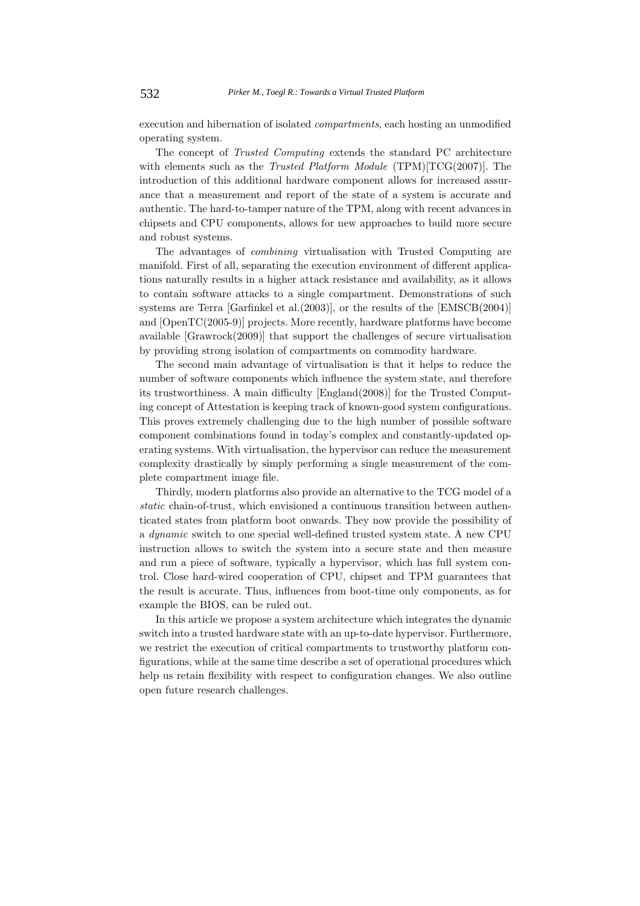execution and hibernation of isolated *compartments*, each hosting an unmodified operating system.

The concept of *Trusted Computing* extends the standard PC architecture with elements such as the *Trusted Platform Module* (TPM)[TCG(2007)]. The introduction of this additional hardware component allows for increased assurance that a measurement and report of the state of a system is accurate and authentic. The hard-to-tamper nature of the TPM, along with recent advances in chipsets and CPU components, allows for new approaches to build more secure and robust systems.

The advantages of *combining* virtualisation with Trusted Computing are manifold. First of all, separating the execution environment of different applications naturally results in a higher attack resistance and availability, as it allows to contain software attacks to a single compartment. Demonstrations of such systems are Terra [Garfinkel et al.(2003)], or the results of the [EMSCB(2004)] and [OpenTC(2005-9)] projects. More recently, hardware platforms have become available [Grawrock(2009)] that support the challenges of secure virtualisation by providing strong isolation of compartments on commodity hardware.

The second main advantage of virtualisation is that it helps to reduce the number of software components which influence the system state, and therefore its trustworthiness. A main difficulty [England(2008)] for the Trusted Computing concept of Attestation is keeping track of known-good system configurations. This proves extremely challenging due to the high number of possible software component combinations found in today's complex and constantly-updated operating systems. With virtualisation, the hypervisor can reduce the measurement complexity drastically by simply performing a single measurement of the complete compartment image file.

Thirdly, modern platforms also provide an alternative to the TCG model of a *static* chain-of-trust, which envisioned a continuous transition between authenticated states from platform boot onwards. They now provide the possibility of a *dynamic* switch to one special well-defined trusted system state. A new CPU instruction allows to switch the system into a secure state and then measure and run a piece of software, typically a hypervisor, which has full system control. Close hard-wired cooperation of CPU, chipset and TPM guarantees that the result is accurate. Thus, influences from boot-time only components, as for example the BIOS, can be ruled out.

In this article we propose a system architecture which integrates the dynamic switch into a trusted hardware state with an up-to-date hypervisor. Furthermore, we restrict the execution of critical compartments to trustworthy platform configurations, while at the same time describe a set of operational procedures which help us retain flexibility with respect to configuration changes. We also outline open future research challenges.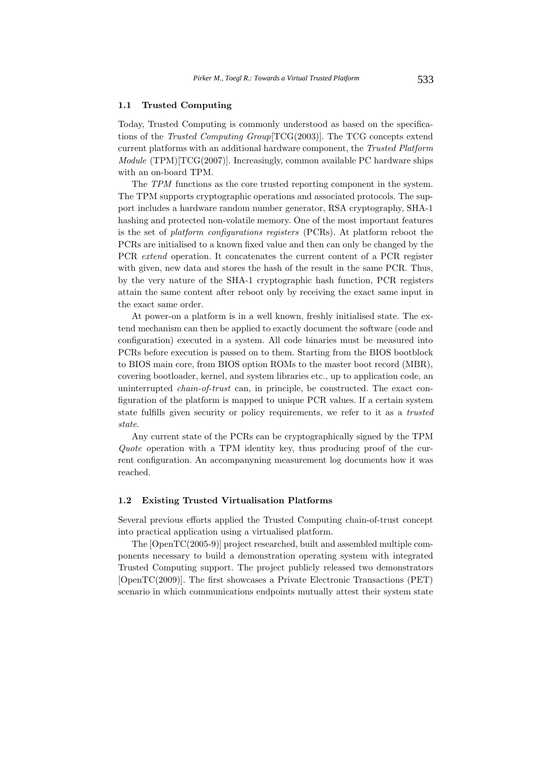### 1.1 Trusted Computing

Today, Trusted Computing is commonly understood as based on the specifications of the *Trusted Computing Group*[TCG(2003)]. The TCG concepts extend current platforms with an additional hardware component, the *Trusted Platform Module* (TPM)[TCG(2007)]. Increasingly, common available PC hardware ships with an on-board TPM.

The *TPM* functions as the core trusted reporting component in the system. The TPM supports cryptographic operations and associated protocols. The support includes a hardware random number generator, RSA cryptography, SHA-1 hashing and protected non-volatile memory. One of the most important features is the set of *platform configurations registers* (PCRs). At platform reboot the PCRs are initialised to a known fixed value and then can only be changed by the PCR *extend* operation. It concatenates the current content of a PCR register with given, new data and stores the hash of the result in the same PCR. Thus, by the very nature of the SHA-1 cryptographic hash function, PCR registers attain the same content after reboot only by receiving the exact same input in the exact same order.

At power-on a platform is in a well known, freshly initialised state. The extend mechanism can then be applied to exactly document the software (code and configuration) executed in a system. All code binaries must be measured into PCRs before execution is passed on to them. Starting from the BIOS bootblock to BIOS main core, from BIOS option ROMs to the master boot record (MBR), covering bootloader, kernel, and system libraries etc., up to application code, an uninterrupted *chain-of-trust* can, in principle, be constructed. The exact configuration of the platform is mapped to unique PCR values. If a certain system state fulfills given security or policy requirements, we refer to it as a *trusted state*.

Any current state of the PCRs can be cryptographically signed by the TPM *Quote* operation with a TPM identity key, thus producing proof of the current configuration. An accompanyning measurement log documents how it was reached.

### 1.2 Existing Trusted Virtualisation Platforms

Several previous efforts applied the Trusted Computing chain-of-trust concept into practical application using a virtualised platform.

The [OpenTC(2005-9)] project researched, built and assembled multiple components necessary to build a demonstration operating system with integrated Trusted Computing support. The project publicly released two demonstrators [OpenTC(2009)]. The first showcases a Private Electronic Transactions (PET) scenario in which communications endpoints mutually attest their system state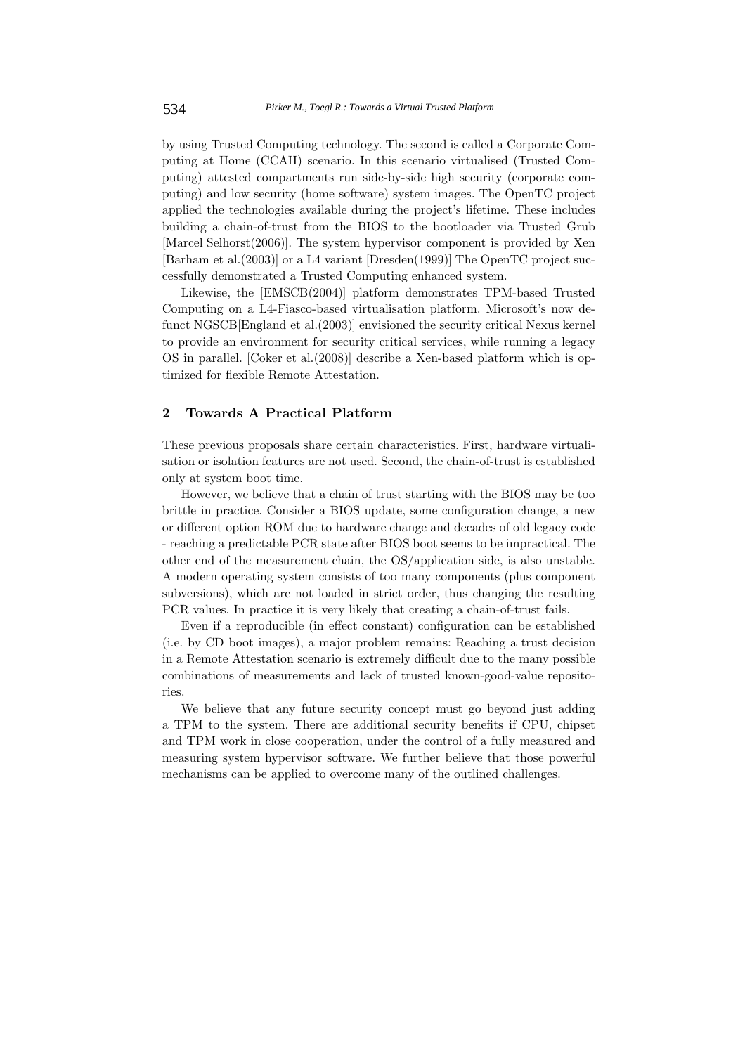by using Trusted Computing technology. The second is called a Corporate Computing at Home (CCAH) scenario. In this scenario virtualised (Trusted Computing) attested compartments run side-by-side high security (corporate computing) and low security (home software) system images. The OpenTC project applied the technologies available during the project's lifetime. These includes building a chain-of-trust from the BIOS to the bootloader via Trusted Grub [Marcel Selhorst(2006)]. The system hypervisor component is provided by Xen [Barham et al.(2003)] or a L4 variant [Dresden(1999)] The OpenTC project successfully demonstrated a Trusted Computing enhanced system.

Likewise, the [EMSCB(2004)] platform demonstrates TPM-based Trusted Computing on a L4-Fiasco-based virtualisation platform. Microsoft's now defunct NGSCB[England et al.(2003)] envisioned the security critical Nexus kernel to provide an environment for security critical services, while running a legacy OS in parallel. [Coker et al.(2008)] describe a Xen-based platform which is optimized for flexible Remote Attestation.

## 2 Towards A Practical Platform

These previous proposals share certain characteristics. First, hardware virtualisation or isolation features are not used. Second, the chain-of-trust is established only at system boot time.

However, we believe that a chain of trust starting with the BIOS may be too brittle in practice. Consider a BIOS update, some configuration change, a new or different option ROM due to hardware change and decades of old legacy code - reaching a predictable PCR state after BIOS boot seems to be impractical. The other end of the measurement chain, the OS/application side, is also unstable. A modern operating system consists of too many components (plus component subversions), which are not loaded in strict order, thus changing the resulting PCR values. In practice it is very likely that creating a chain-of-trust fails.

Even if a reproducible (in effect constant) configuration can be established (i.e. by CD boot images), a major problem remains: Reaching a trust decision in a Remote Attestation scenario is extremely difficult due to the many possible combinations of measurements and lack of trusted known-good-value repositories.

We believe that any future security concept must go beyond just adding a TPM to the system. There are additional security benefits if CPU, chipset and TPM work in close cooperation, under the control of a fully measured and measuring system hypervisor software. We further believe that those powerful mechanisms can be applied to overcome many of the outlined challenges.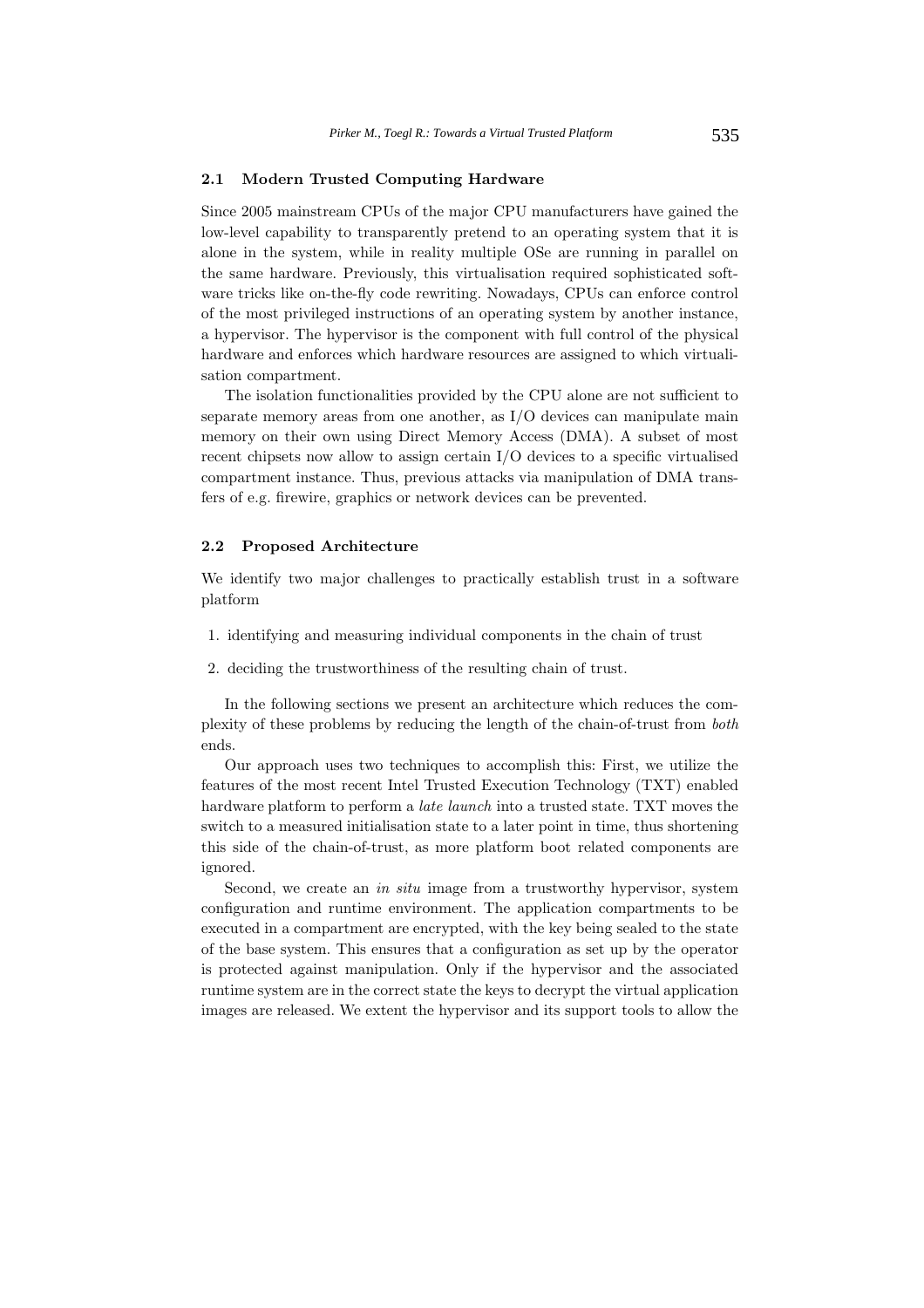### 2.1 Modern Trusted Computing Hardware

Since 2005 mainstream CPUs of the major CPU manufacturers have gained the low-level capability to transparently pretend to an operating system that it is alone in the system, while in reality multiple OSe are running in parallel on the same hardware. Previously, this virtualisation required sophisticated software tricks like on-the-fly code rewriting. Nowadays, CPUs can enforce control of the most privileged instructions of an operating system by another instance, a hypervisor. The hypervisor is the component with full control of the physical hardware and enforces which hardware resources are assigned to which virtualisation compartment.

The isolation functionalities provided by the CPU alone are not sufficient to separate memory areas from one another, as I/O devices can manipulate main memory on their own using Direct Memory Access (DMA). A subset of most recent chipsets now allow to assign certain I/O devices to a specific virtualised compartment instance. Thus, previous attacks via manipulation of DMA transfers of e.g. firewire, graphics or network devices can be prevented.

### 2.2 Proposed Architecture

We identify two major challenges to practically establish trust in a software platform

1. identifying and measuring individual components in the chain of trust
2. deciding the trustworthiness of the resulting chain of trust.

In the following sections we present an architecture which reduces the complexity of these problems by reducing the length of the chain-of-trust from *both* ends.

Our approach uses two techniques to accomplish this: First, we utilize the features of the most recent Intel Trusted Execution Technology (TXT) enabled hardware platform to perform a *late launch* into a trusted state. TXT moves the switch to a measured initialisation state to a later point in time, thus shortening this side of the chain-of-trust, as more platform boot related components are ignored.

Second, we create an *in situ* image from a trustworthy hypervisor, system configuration and runtime environment. The application compartments to be executed in a compartment are encrypted, with the key being sealed to the state of the base system. This ensures that a configuration as set up by the operator is protected against manipulation. Only if the hypervisor and the associated runtime system are in the correct state the keys to decrypt the virtual application images are released. We extent the hypervisor and its support tools to allow the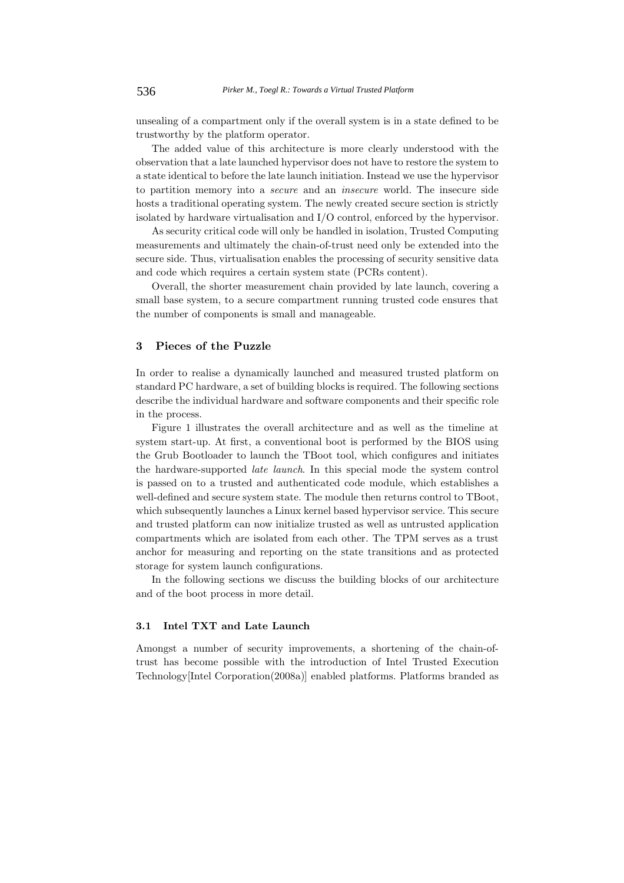unsealing of a compartment only if the overall system is in a state defined to be trustworthy by the platform operator.

The added value of this architecture is more clearly understood with the observation that a late launched hypervisor does not have to restore the system to a state identical to before the late launch initiation. Instead we use the hypervisor to partition memory into a *secure* and an *insecure* world. The insecure side hosts a traditional operating system. The newly created secure section is strictly isolated by hardware virtualisation and I/O control, enforced by the hypervisor.

As security critical code will only be handled in isolation, Trusted Computing measurements and ultimately the chain-of-trust need only be extended into the secure side. Thus, virtualisation enables the processing of security sensitive data and code which requires a certain system state (PCRs content).

Overall, the shorter measurement chain provided by late launch, covering a small base system, to a secure compartment running trusted code ensures that the number of components is small and manageable.

## 3 Pieces of the Puzzle

In order to realise a dynamically launched and measured trusted platform on standard PC hardware, a set of building blocks is required. The following sections describe the individual hardware and software components and their specific role in the process.

Figure 1 illustrates the overall architecture and as well as the timeline at system start-up. At first, a conventional boot is performed by the BIOS using the Grub Bootloader to launch the TBoot tool, which configures and initiates the hardware-supported *late launch*. In this special mode the system control is passed on to a trusted and authenticated code module, which establishes a well-defined and secure system state. The module then returns control to TBoot, which subsequently launches a Linux kernel based hypervisor service. This secure and trusted platform can now initialize trusted as well as untrusted application compartments which are isolated from each other. The TPM serves as a trust anchor for measuring and reporting on the state transitions and as protected storage for system launch configurations.

In the following sections we discuss the building blocks of our architecture and of the boot process in more detail.

### 3.1 Intel TXT and Late Launch

Amongst a number of security improvements, a shortening of the chain-of-trust has become possible with the introduction of Intel Trusted Execution Technology[Intel Corporation(2008a)] enabled platforms. Platforms branded as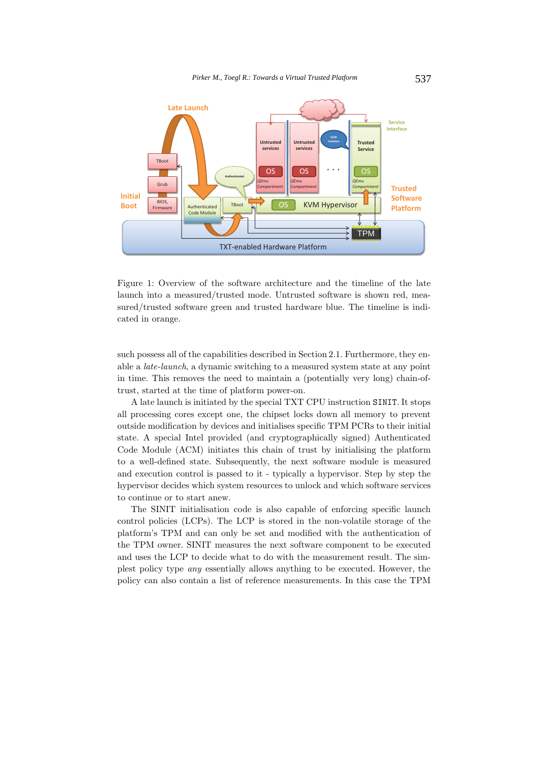Figure 1: Overview of the software architecture and the timeline of the late launch into a measured/trusted mode. Untrusted software is shown red, measured/trusted software green and trusted hardware blue. The timeline is indicated in orange.

such possess all of the capabilities described in Section 2.1. Furthermore, they enable a *late-launch*, a dynamic switching to a measured system state at any point in time. This removes the need to maintain a (potentially very long) chain-of-trust, started at the time of platform power-on.

A late launch is initiated by the special TXT CPU instruction `SINIT`. It stops all processing cores except one, the chipset locks down all memory to prevent outside modification by devices and initialises specific TPM PCRs to their initial state. A special Intel provided (and cryptographically signed) Authenticated Code Module (ACM) initiates this chain of trust by initialising the platform to a well-defined state. Subsequently, the next software module is measured and execution control is passed to it - typically a hypervisor. Step by step the hypervisor decides which system resources to unlock and which software services to continue or to start anew.

The SINIT initialisation code is also capable of enforcing specific launch control policies (LCPs). The LCP is stored in the non-volatile storage of the platform's TPM and can only be set and modified with the authentication of the TPM owner. SINIT measures the next software component to be executed and uses the LCP to decide what to do with the measurement result. The simplest policy type *any* essentially allows anything to be executed. However, the policy can also contain a list of reference measurements. In this case the TPM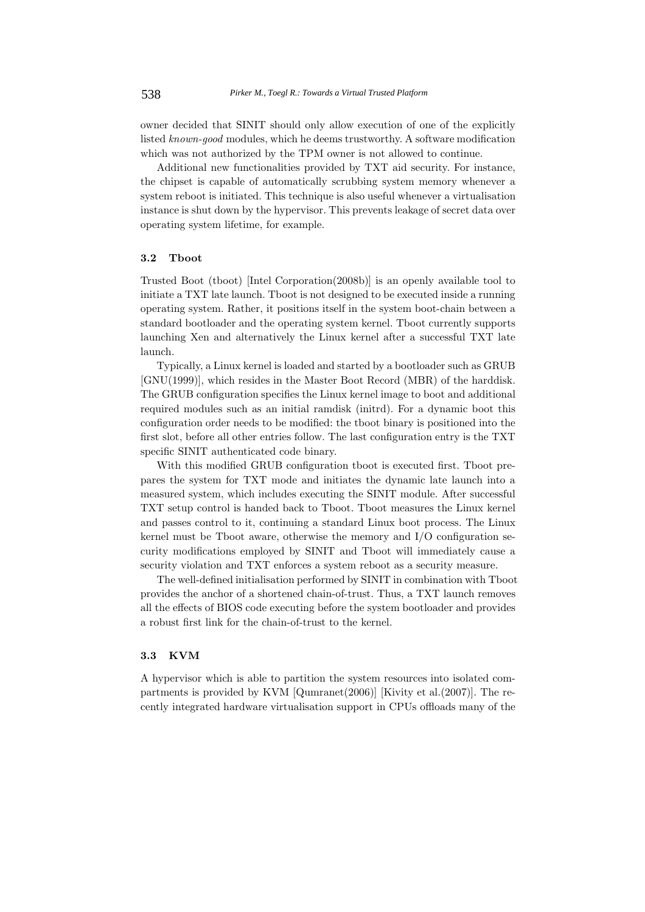owner decided that SINIT should only allow execution of one of the explicitly listed *known-good* modules, which he deems trustworthy. A software modification which was not authorized by the TPM owner is not allowed to continue.

Additional new functionalities provided by TXT aid security. For instance, the chipset is capable of automatically scrubbing system memory whenever a system reboot is initiated. This technique is also useful whenever a virtualisation instance is shut down by the hypervisor. This prevents leakage of secret data over operating system lifetime, for example.

### 3.2 Tboot

Trusted Boot (tboot) [Intel Corporation(2008b)] is an openly available tool to initiate a TXT late launch. Tboot is not designed to be executed inside a running operating system. Rather, it positions itself in the system boot-chain between a standard bootloader and the operating system kernel. Tboot currently supports launching Xen and alternatively the Linux kernel after a successful TXT late launch.

Typically, a Linux kernel is loaded and started by a bootloader such as GRUB [GNU(1999)], which resides in the Master Boot Record (MBR) of the harddisk. The GRUB configuration specifies the Linux kernel image to boot and additional required modules such as an initial ramdisk (initrd). For a dynamic boot this configuration order needs to be modified: the tboot binary is positioned into the first slot, before all other entries follow. The last configuration entry is the TXT specific SINIT authenticated code binary.

With this modified GRUB configuration tboot is executed first. Tboot prepares the system for TXT mode and initiates the dynamic late launch into a measured system, which includes executing the SINIT module. After successful TXT setup control is handed back to Tboot. Tboot measures the Linux kernel and passes control to it, continuing a standard Linux boot process. The Linux kernel must be Tboot aware, otherwise the memory and I/O configuration security modifications employed by SINIT and Tboot will immediately cause a security violation and TXT enforces a system reboot as a security measure.

The well-defined initialisation performed by SINIT in combination with Tboot provides the anchor of a shortened chain-of-trust. Thus, a TXT launch removes all the effects of BIOS code executing before the system bootloader and provides a robust first link for the chain-of-trust to the kernel.

### 3.3 KVM

A hypervisor which is able to partition the system resources into isolated compartments is provided by KVM [Qumranet(2006)] [Kivity et al.(2007)]. The recently integrated hardware virtualisation support in CPUs offloads many of the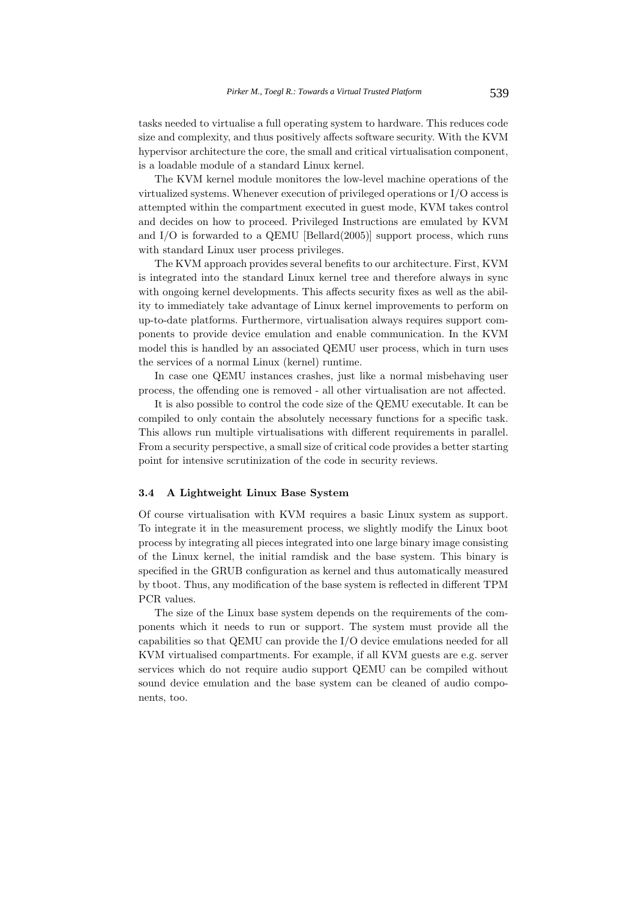tasks needed to virtualise a full operating system to hardware. This reduces code size and complexity, and thus positively affects software security. With the KVM hypervisor architecture the core, the small and critical virtualisation component, is a loadable module of a standard Linux kernel.

The KVM kernel module monitores the low-level machine operations of the virtualized systems. Whenever execution of privileged operations or I/O access is attempted within the compartment executed in guest mode, KVM takes control and decides on how to proceed. Privileged Instructions are emulated by KVM and I/O is forwarded to a QEMU [Bellard(2005)] support process, which runs with standard Linux user process privileges.

The KVM approach provides several benefits to our architecture. First, KVM is integrated into the standard Linux kernel tree and therefore always in sync with ongoing kernel developments. This affects security fixes as well as the ability to immediately take advantage of Linux kernel improvements to perform on up-to-date platforms. Furthermore, virtualisation always requires support components to provide device emulation and enable communication. In the KVM model this is handled by an associated QEMU user process, which in turn uses the services of a normal Linux (kernel) runtime.

In case one QEMU instances crashes, just like a normal misbehaving user process, the offending one is removed - all other virtualisation are not affected.

It is also possible to control the code size of the QEMU executable. It can be compiled to only contain the absolutely necessary functions for a specific task. This allows run multiple virtualisations with different requirements in parallel. From a security perspective, a small size of critical code provides a better starting point for intensive scrutinization of the code in security reviews.

### 3.4 A Lightweight Linux Base System

Of course virtualisation with KVM requires a basic Linux system as support. To integrate it in the measurement process, we slightly modify the Linux boot process by integrating all pieces integrated into one large binary image consisting of the Linux kernel, the initial ramdisk and the base system. This binary is specified in the GRUB configuration as kernel and thus automatically measured by tboot. Thus, any modification of the base system is reflected in different TPM PCR values.

The size of the Linux base system depends on the requirements of the components which it needs to run or support. The system must provide all the capabilities so that QEMU can provide the I/O device emulations needed for all KVM virtualised compartments. For example, if all KVM guests are e.g. server services which do not require audio support QEMU can be compiled without sound device emulation and the base system can be cleaned of audio components, too.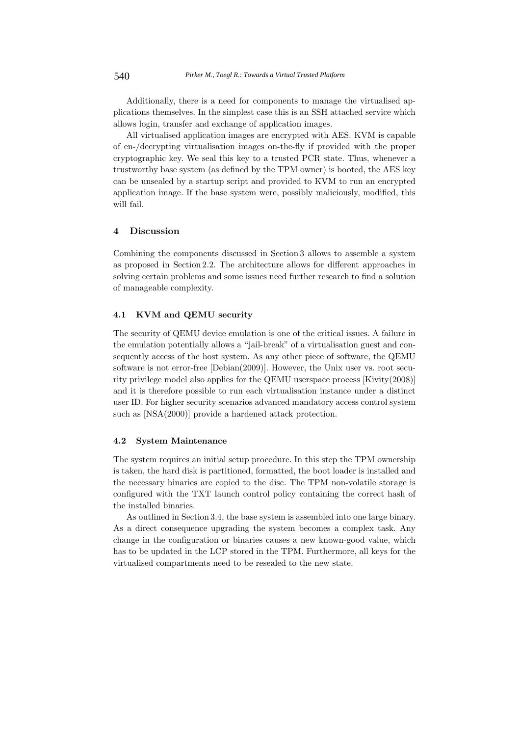Additionally, there is a need for components to manage the virtualised applications themselves. In the simplest case this is an SSH attached service which allows login, transfer and exchange of application images.

All virtualised application images are encrypted with AES. KVM is capable of en-/decrypting virtualisation images on-the-fly if provided with the proper cryptographic key. We seal this key to a trusted PCR state. Thus, whenever a trustworthy base system (as defined by the TPM owner) is booted, the AES key can be unsealed by a startup script and provided to KVM to run an encrypted application image. If the base system were, possibly maliciously, modified, this will fail.

## 4 Discussion

Combining the components discussed in Section 3 allows to assemble a system as proposed in Section 2.2. The architecture allows for different approaches in solving certain problems and some issues need further research to find a solution of manageable complexity.

### 4.1 KVM and QEMU security

The security of QEMU device emulation is one of the critical issues. A failure in the emulation potentially allows a "jail-break" of a virtualisation guest and consequently access of the host system. As any other piece of software, the QEMU software is not error-free [Debian(2009)]. However, the Unix user vs. root security privilege model also applies for the QEMU userspace process [Kivity(2008)] and it is therefore possible to run each virtualisation instance under a distinct user ID. For higher security scenarios advanced mandatory access control system such as [NSA(2000)] provide a hardened attack protection.

### 4.2 System Maintenance

The system requires an initial setup procedure. In this step the TPM ownership is taken, the hard disk is partitioned, formatted, the boot loader is installed and the necessary binaries are copied to the disc. The TPM non-volatile storage is configured with the TXT launch control policy containing the correct hash of the installed binaries.

As outlined in Section 3.4, the base system is assembled into one large binary. As a direct consequence upgrading the system becomes a complex task. Any change in the configuration or binaries causes a new known-good value, which has to be updated in the LCP stored in the TPM. Furthermore, all keys for the virtualised compartments need to be resealed to the new state.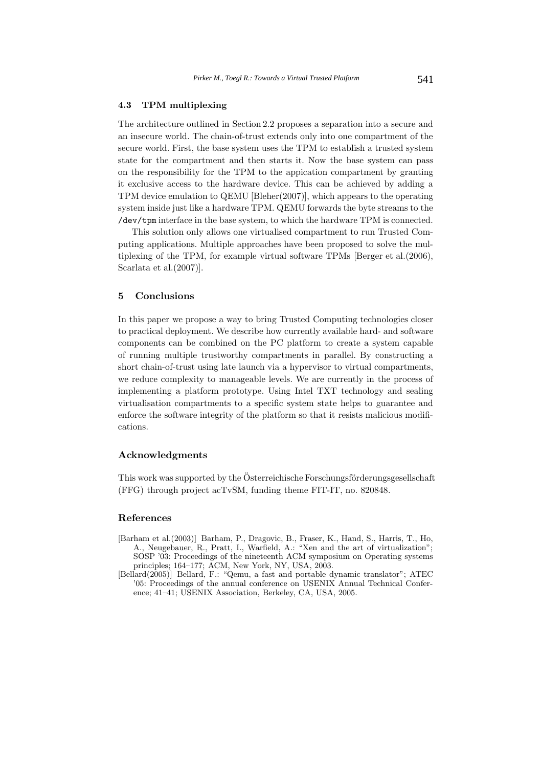### 4.3 TPM multiplexing

The architecture outlined in Section 2.2 proposes a separation into a secure and an insecure world. The chain-of-trust extends only into one compartment of the secure world. First, the base system uses the TPM to establish a trusted system state for the compartment and then starts it. Now the base system can pass on the responsibility for the TPM to the appication compartment by granting it exclusive access to the hardware device. This can be achieved by adding a TPM device emulation to QEMU [Bleher(2007)], which appears to the operating system inside just like a hardware TPM. QEMU forwards the byte streams to the `/dev/tpm` interface in the base system, to which the hardware TPM is connected.

This solution only allows one virtualised compartment to run Trusted Computing applications. Multiple approaches have been proposed to solve the multiplexing of the TPM, for example virtual software TPMs [Berger et al.(2006), Scarlata et al.(2007)].

## 5 Conclusions

In this paper we propose a way to bring Trusted Computing technologies closer to practical deployment. We describe how currently available hard- and software components can be combined on the PC platform to create a system capable of running multiple trustworthy compartments in parallel. By constructing a short chain-of-trust using late launch via a hypervisor to virtual compartments, we reduce complexity to manageable levels. We are currently in the process of implementing a platform prototype. Using Intel TXT technology and sealing virtualisation compartments to a specific system state helps to guarantee and enforce the software integrity of the platform so that it resists malicious modifications.

## Acknowledgments

This work was supported by the Österreichische Forschungsförderungsgesellschaft (FFG) through project acTvSM, funding theme FIT-IT, no. 820848.

## References

[Barham et al.(2003)] Barham, P., Dragovic, B., Fraser, K., Hand, S., Harris, T., Ho, A., Neugebauer, R., Pratt, I., Warfield, A.: "Xen and the art of virtualization"; SOSP '03: Proceedings of the nineteenth ACM symposium on Operating systems principles; 164–177; ACM, New York, NY, USA, 2003.

[Bellard(2005)] Bellard, F.: "Qemu, a fast and portable dynamic translator"; ATEC '05: Proceedings of the annual conference on USENIX Annual Technical Conference; 41–41; USENIX Association, Berkeley, CA, USA, 2005.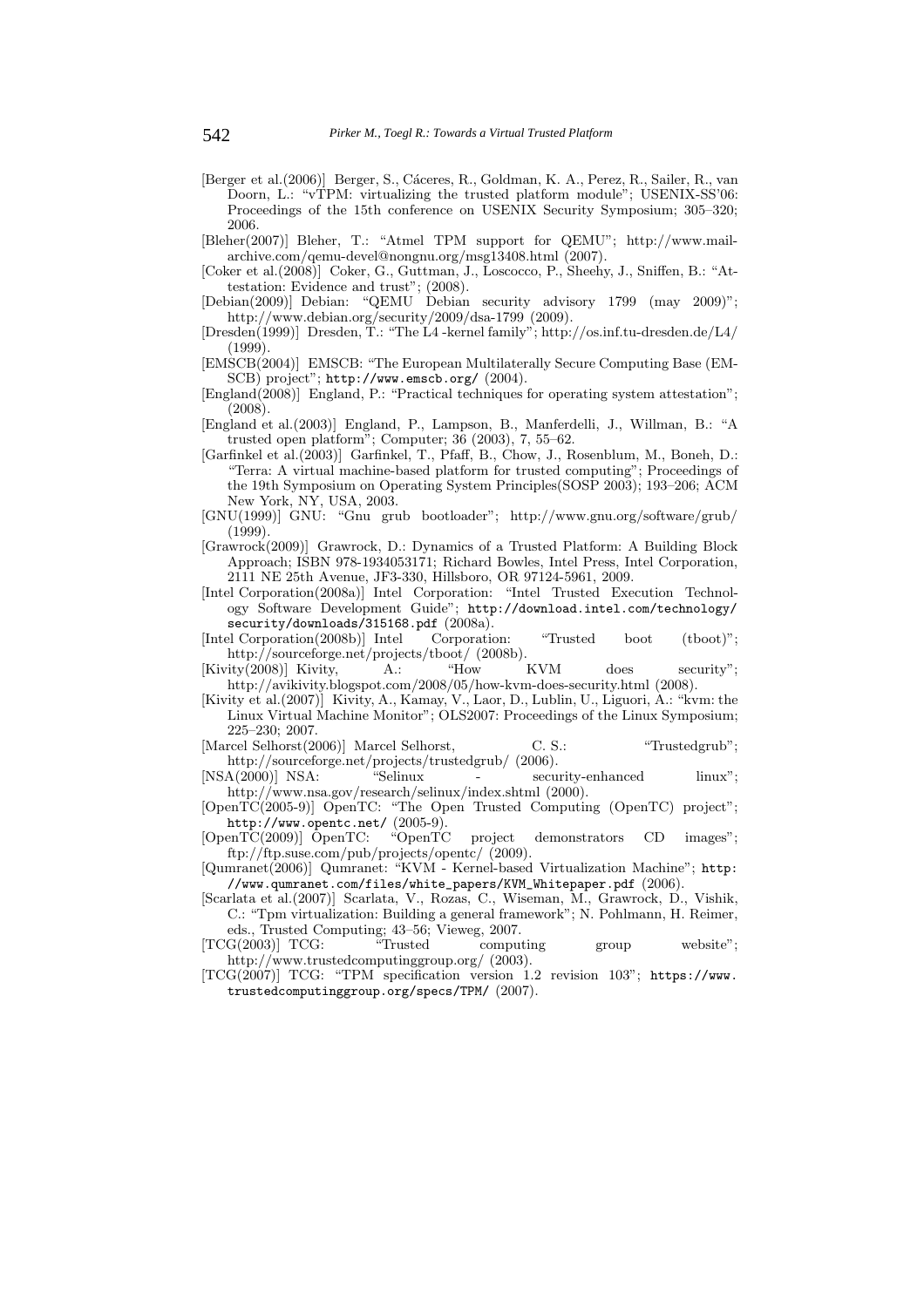[Berger et al.(2006)] Berger, S., Cáceres, R., Goldman, K. A., Perez, R., Sailer, R., van Doorn, L.: "vTPM: virtualizing the trusted platform module"; USENIX-SS'06: Proceedings of the 15th conference on USENIX Security Symposium; 305–320; 2006.

[Bleher(2007)] Bleher, T.: "Atmel TPM support for QEMU"; http://www.mail-archive.com/qemu-devel@nongnu.org/msg13408.html (2007).

[Coker et al.(2008)] Coker, G., Guttman, J., Loscocco, P., Sheehy, J., Sniffen, B.: "Attestation: Evidence and trust"; (2008).

[Debian(2009)] Debian: "QEMU Debian security advisory 1799 (may 2009)"; http://www.debian.org/security/2009/dsa-1799 (2009).

[Dresden(1999)] Dresden, T.: "The L4 -kernel family"; http://os.inf.tu-dresden.de/L4/ (1999).

[EMSCB(2004)] EMSCB: "The European Multilaterally Secure Computing Base (EMSCB) project"; http://www.emscb.org/ (2004).

[England(2008)] England, P.: "Practical techniques for operating system attestation"; (2008).

[England et al.(2003)] England, P., Lampson, B., Manferdelli, J., Willman, B.: "A trusted open platform"; Computer; 36 (2003), 7, 55–62.

[Garfinkel et al.(2003)] Garfinkel, T., Pfaff, B., Chow, J., Rosenblum, M., Boneh, D.: "Terra: A virtual machine-based platform for trusted computing"; Proceedings of the 19th Symposium on Operating System Principles(SOSP 2003); 193–206; ACM New York, NY, USA, 2003.

[GNU(1999)] GNU: "Gnu grub bootloader"; http://www.gnu.org/software/grub/ (1999).

[Grawrock(2009)] Grawrock, D.: Dynamics of a Trusted Platform: A Building Block Approach; ISBN 978-1934053171; Richard Bowles, Intel Press, Intel Corporation, 2111 NE 25th Avenue, JF3-330, Hillsboro, OR 97124-5961, 2009.

[Intel Corporation(2008a)] Intel Corporation: "Intel Trusted Execution Technology Software Development Guide"; http://download.intel.com/technology/security/downloads/315168.pdf (2008a).

[Intel Corporation(2008b)] Intel Corporation: "Trusted boot (tboot)"; http://sourceforge.net/projects/tboot/ (2008b).

[Kivity(2008)] Kivity, A.: "How KVM does security"; http://avikivity.blogspot.com/2008/05/how-kvm-does-security.html (2008).

[Kivity et al.(2007)] Kivity, A., Kamay, V., Laor, D., Lublin, U., Liguori, A.: "kvm: the Linux Virtual Machine Monitor"; OLS2007: Proceedings of the Linux Symposium; 225–230; 2007.

[Marcel Selhorst(2006)] Marcel Selhorst, C. S.: "Trustedgrub"; http://sourceforge.net/projects/trustedgrub/ (2006).

[NSA(2000)] NSA: "Selinux - security-enhanced linux"; http://www.nsa.gov/research/selinux/index.shtml (2000).

[OpenTC(2005-9)] OpenTC: "The Open Trusted Computing (OpenTC) project"; http://www.opentc.net/ (2005-9).

[OpenTC(2009)] OpenTC: "OpenTC project demonstrators CD images"; ftp://ftp.suse.com/pub/projects/opentc/ (2009).

[Qumranet(2006)] Qumranet: "KVM - Kernel-based Virtualization Machine"; http://www.qumranet.com/files/white_papers/KVM_Whitepaper.pdf (2006).

[Scarlata et al.(2007)] Scarlata, V., Rozas, C., Wiseman, M., Grawrock, D., Vishik, C.: "Tpm virtualization: Building a general framework"; N. Pohlmann, H. Reimer, eds., Trusted Computing; 43–56; Vieweg, 2007.

[TCG(2003)] TCG: "Trusted computing group website"; http://www.trustedcomputinggroup.org/ (2003).

[TCG(2007)] TCG: "TPM specification version 1.2 revision 103"; https://www.trustedcomputinggroup.org/specs/TPM/ (2007).